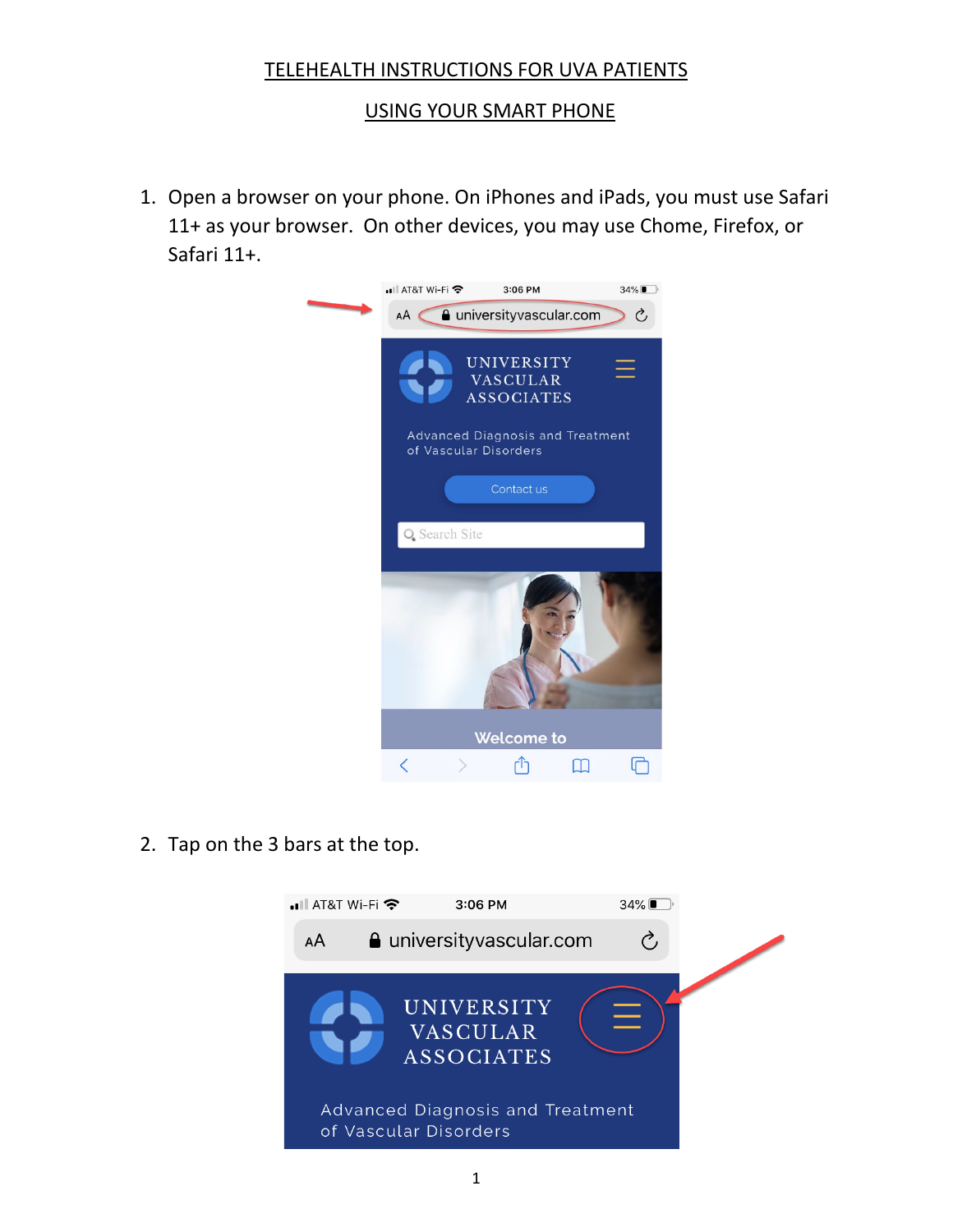# TELEHEALTH INSTRUCTIONS FOR UVA PATIENTS

## USING YOUR SMART PHONE

1. Open a browser on your phone. On iPhones and iPads, you must use Safari 11+ as your browser. On other devices, you may use Chome, Firefox, or Safari 11+.

2. Tap on the 3 bars at the top.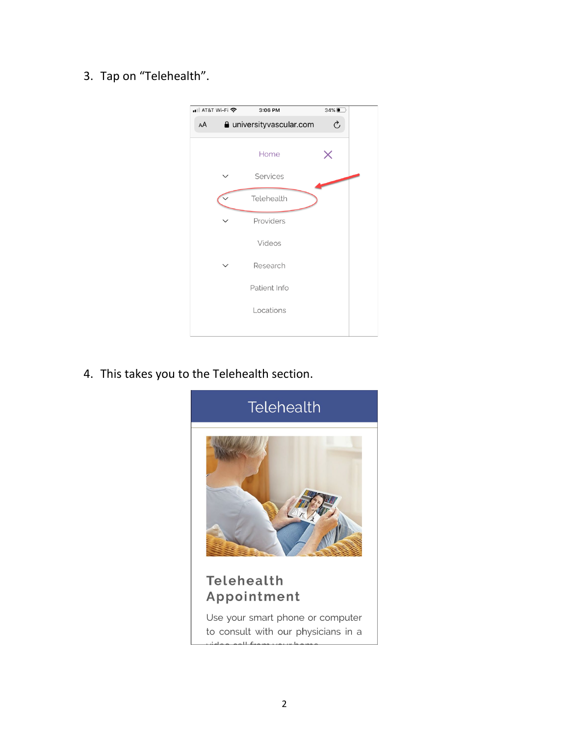3. Tap on “Telehealth”.

4. This takes you to the Telehealth section.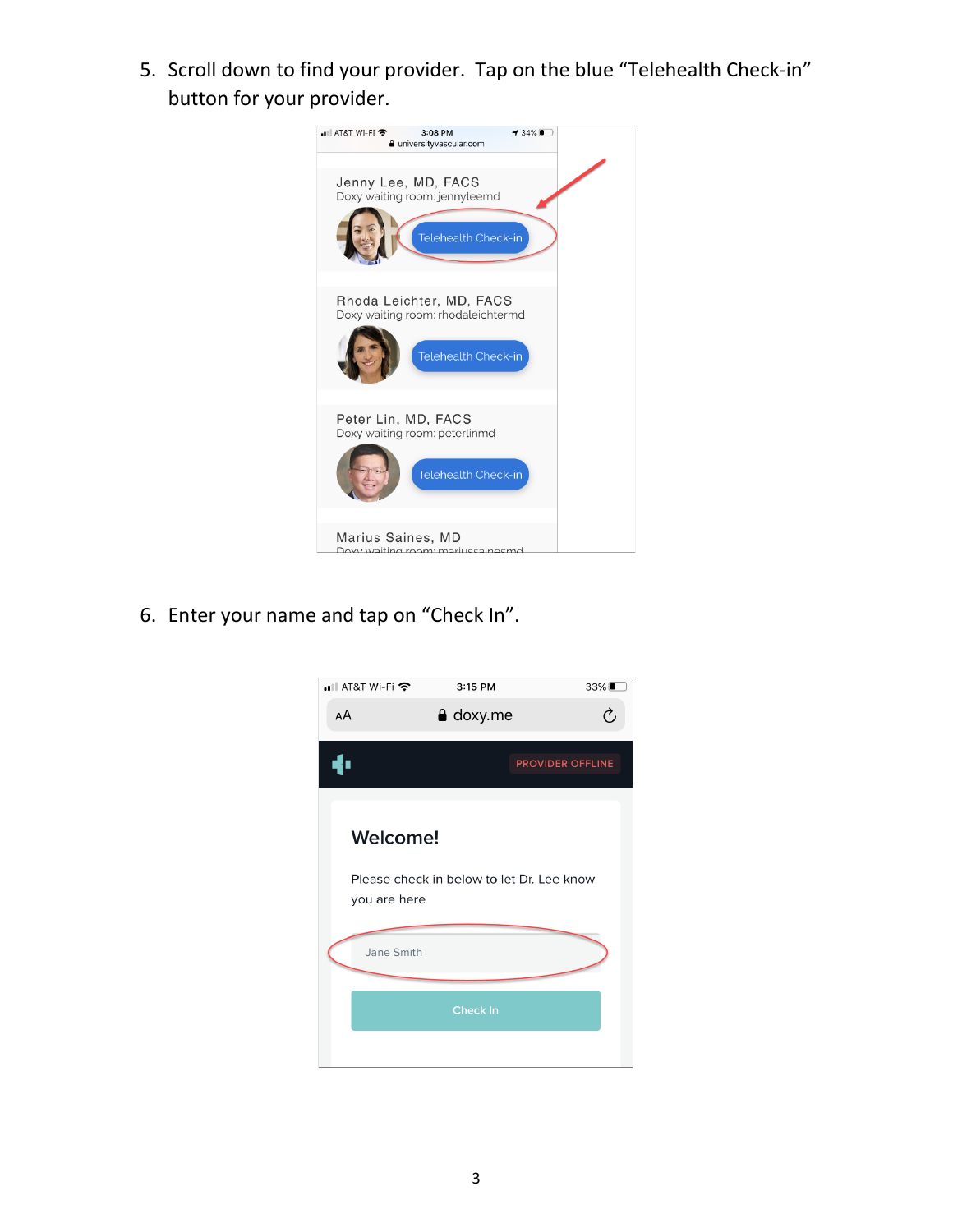5. Scroll down to find your provider. Tap on the blue "Telehealth Check-in" button for your provider.

6. Enter your name and tap on "Check In".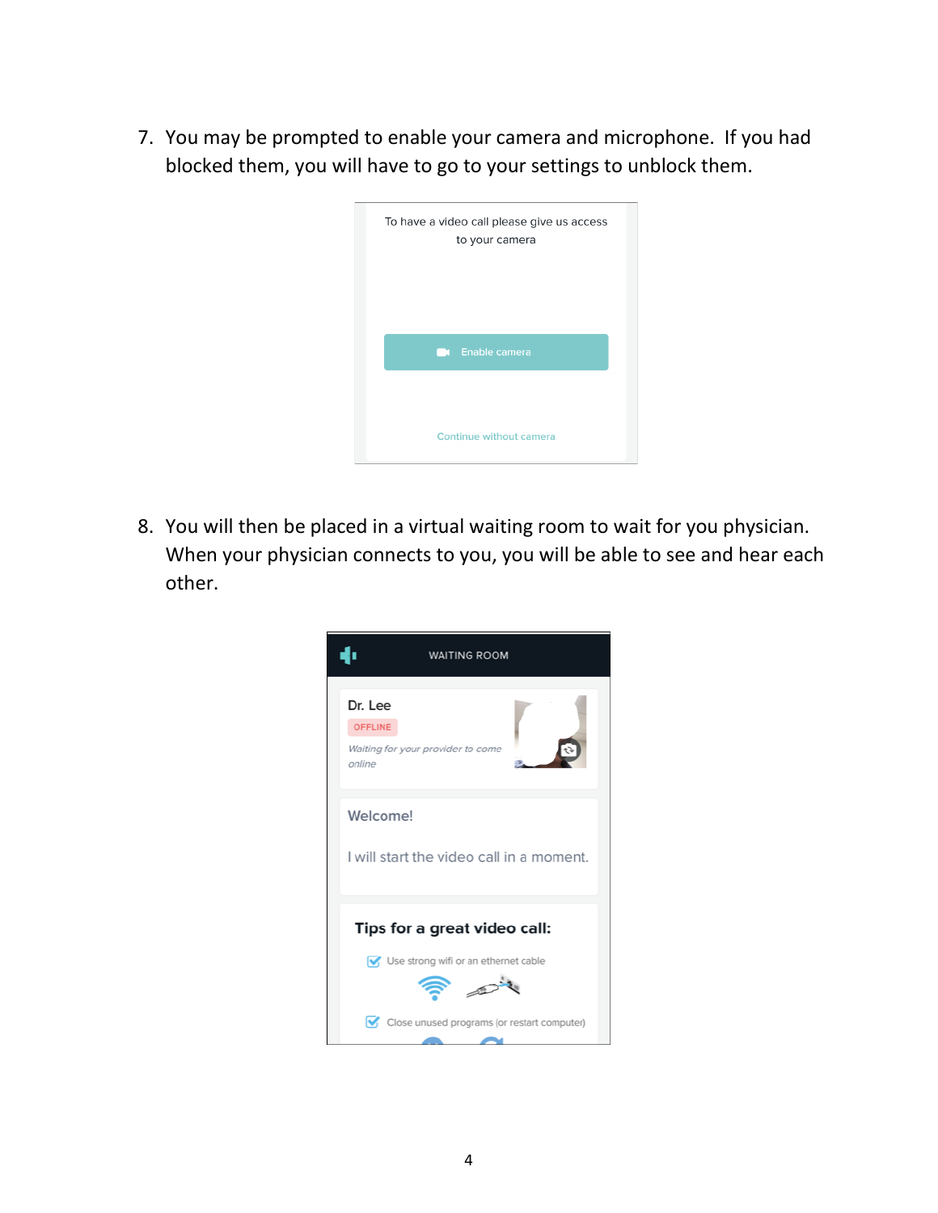7. You may be prompted to enable your camera and microphone. If you had blocked them, you will have to go to your settings to unblock them.

To have a video call please give us access to your camera

Enable camera

Continue without camera

8. You will then be placed in a virtual waiting room to wait for you physician. When your physician connects to you, you will be able to see and hear each other.

WAITING ROOM

Dr. Lee

OFFLINE

*Waiting for your provider to come online*

Welcome!

I will start the video call in a moment.

**Tips for a great video call:**

- Use strong wifi or an ethernet cable
- Close unused programs (or restart computer)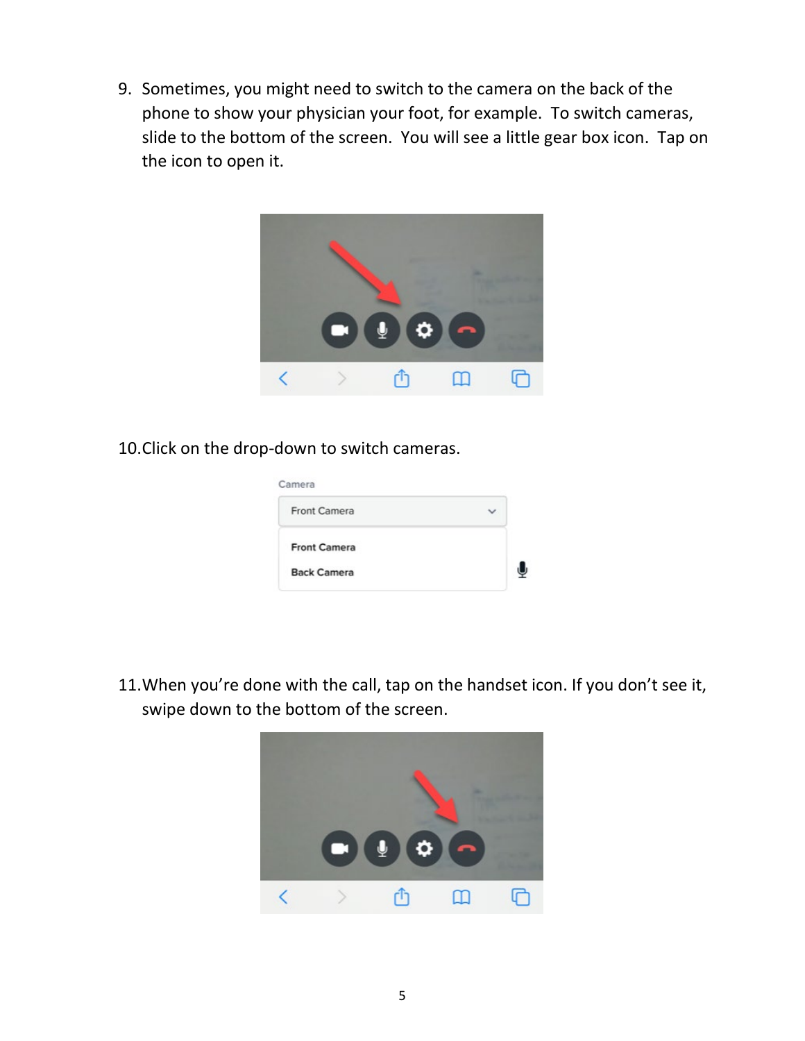9. Sometimes, you might need to switch to the camera on the back of the phone to show your physician your foot, for example. To switch cameras, slide to the bottom of the screen. You will see a little gear box icon. Tap on the icon to open it.

10. Click on the drop-down to switch cameras.

11. When you're done with the call, tap on the handset icon. If you don't see it, swipe down to the bottom of the screen.